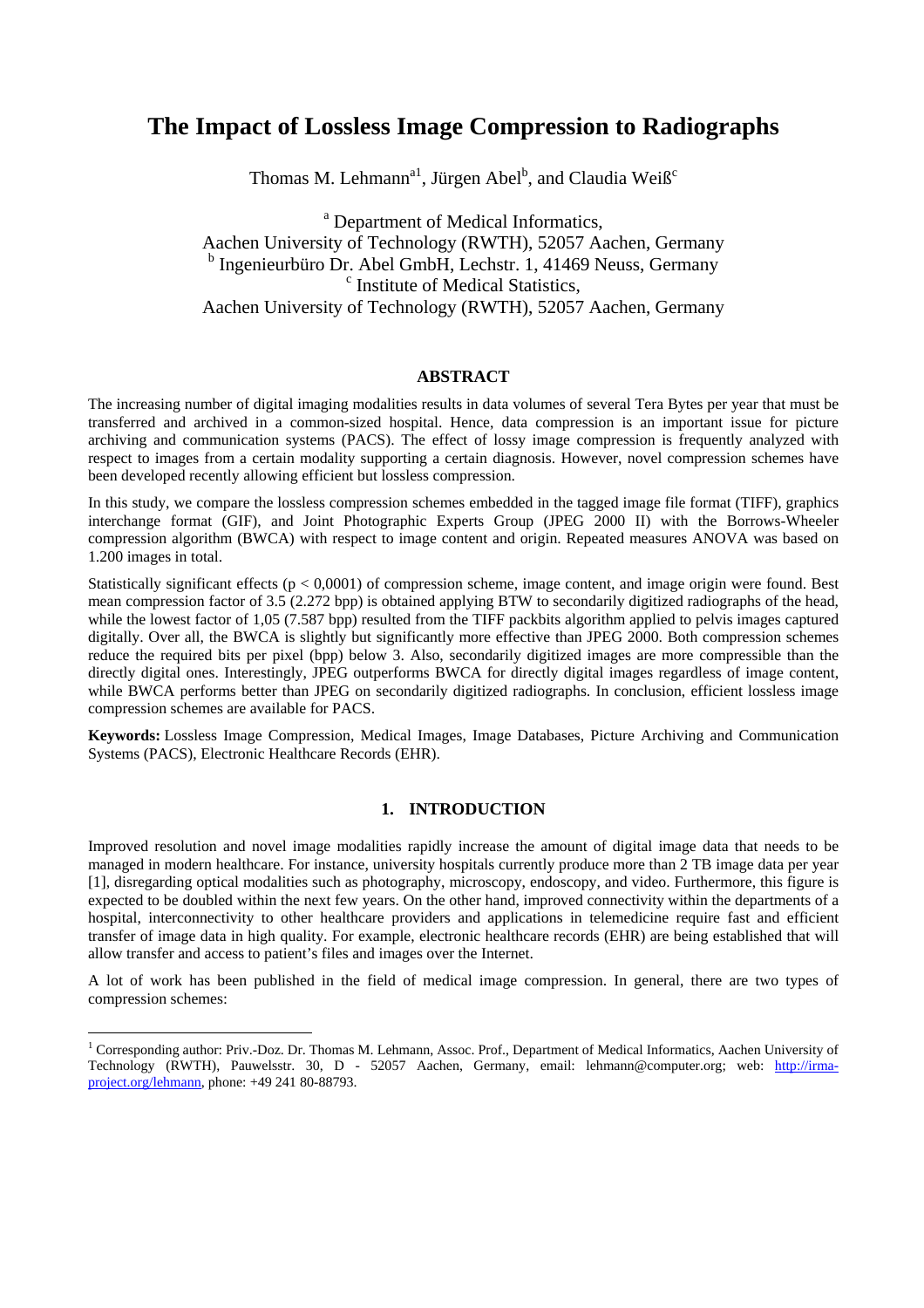# The Impact of Lossless Image Compression to Radiographs

Thomas M. Lehmann[a1], Jürgen Abel[b], and Claudia Weiß[c]

[a] Department of Medical Informatics,
Aachen University of Technology (RWTH), 52057 Aachen, Germany
[b] Ingenieurbüro Dr. Abel GmbH, Lechstr. 1, 41469 Neuss, Germany
[c] Institute of Medical Statistics,
Aachen University of Technology (RWTH), 52057 Aachen, Germany

## ABSTRACT

The increasing number of digital imaging modalities results in data volumes of several Tera Bytes per year that must be transferred and archived in a common-sized hospital. Hence, data compression is an important issue for picture archiving and communication systems (PACS). The effect of lossy image compression is frequently analyzed with respect to images from a certain modality supporting a certain diagnosis. However, novel compression schemes have been developed recently allowing efficient but lossless compression.

In this study, we compare the lossless compression schemes embedded in the tagged image file format (TIFF), graphics interchange format (GIF), and Joint Photographic Experts Group (JPEG 2000 II) with the Borrows-Wheeler compression algorithm (BWCA) with respect to image content and origin. Repeated measures ANOVA was based on 1.200 images in total.

Statistically significant effects ($p < 0,0001$) of compression scheme, image content, and image origin were found. Best mean compression factor of 3.5 (2.272 bpp) is obtained applying BTW to secondarily digitized radiographs of the head, while the lowest factor of 1,05 (7.587 bpp) resulted from the TIFF packbits algorithm applied to pelvis images captured digitally. Over all, the BWCA is slightly but significantly more effective than JPEG 2000. Both compression schemes reduce the required bits per pixel (bpp) below 3. Also, secondarily digitized images are more compressible than the directly digital ones. Interestingly, JPEG outperforms BWCA for directly digital images regardless of image content, while BWCA performs better than JPEG on secondarily digitized radiographs. In conclusion, efficient lossless image compression schemes are available for PACS.

**Keywords:** Lossless Image Compression, Medical Images, Image Databases, Picture Archiving and Communication Systems (PACS), Electronic Healthcare Records (EHR).

## 1. INTRODUCTION

Improved resolution and novel image modalities rapidly increase the amount of digital image data that needs to be managed in modern healthcare. For instance, university hospitals currently produce more than 2 TB image data per year [1], disregarding optical modalities such as photography, microscopy, endoscopy, and video. Furthermore, this figure is expected to be doubled within the next few years. On the other hand, improved connectivity within the departments of a hospital, interconnectivity to other healthcare providers and applications in telemedicine require fast and efficient transfer of image data in high quality. For example, electronic healthcare records (EHR) are being established that will allow transfer and access to patient's files and images over the Internet.

A lot of work has been published in the field of medical image compression. In general, there are two types of compression schemes:

[1] Corresponding author: Priv.-Doz. Dr. Thomas M. Lehmann, Assoc. Prof., Department of Medical Informatics, Aachen University of Technology (RWTH), Pauwelsstr. 30, D - 52057 Aachen, Germany, email: lehmann@computer.org; web: http://irma-project.org/lehmann, phone: +49 241 80-88793.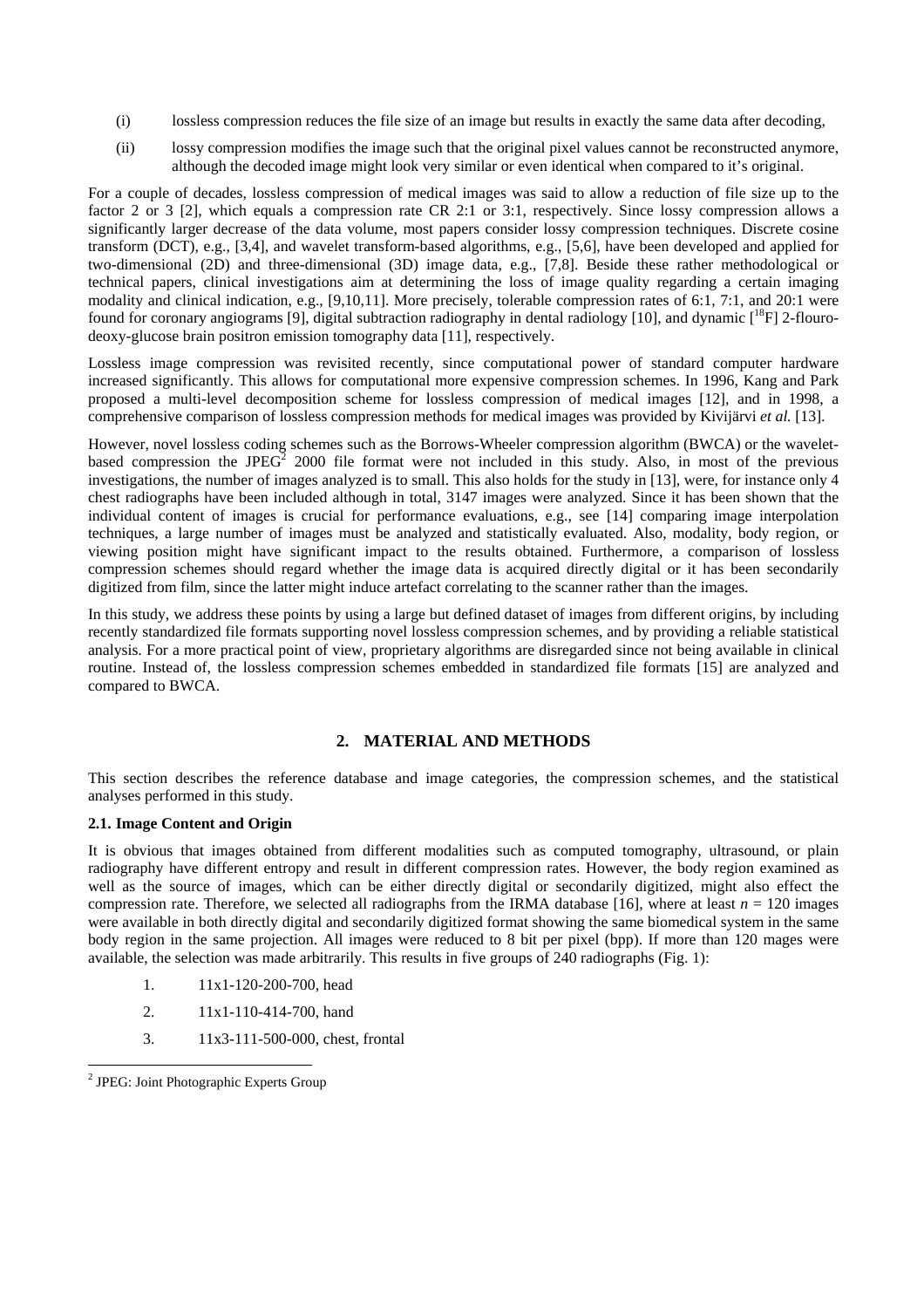(i) lossless compression reduces the file size of an image but results in exactly the same data after decoding,

(ii) lossy compression modifies the image such that the original pixel values cannot be reconstructed anymore, although the decoded image might look very similar or even identical when compared to it's original.

For a couple of decades, lossless compression of medical images was said to allow a reduction of file size up to the factor 2 or 3 [2], which equals a compression rate CR 2:1 or 3:1, respectively. Since lossy compression allows a significantly larger decrease of the data volume, most papers consider lossy compression techniques. Discrete cosine transform (DCT), e.g., [3,4], and wavelet transform-based algorithms, e.g., [5,6], have been developed and applied for two-dimensional (2D) and three-dimensional (3D) image data, e.g., [7,8]. Beside these rather methodological or technical papers, clinical investigations aim at determining the loss of image quality regarding a certain imaging modality and clinical indication, e.g., [9,10,11]. More precisely, tolerable compression rates of 6:1, 7:1, and 20:1 were found for coronary angiograms [9], digital subtraction radiography in dental radiology [10], and dynamic [$^{18}$F] 2-flouro-deoxy-glucose brain positron emission tomography data [11], respectively.

Lossless image compression was revisited recently, since computational power of standard computer hardware increased significantly. This allows for computational more expensive compression schemes. In 1996, Kang and Park proposed a multi-level decomposition scheme for lossless compression of medical images [12], and in 1998, a comprehensive comparison of lossless compression methods for medical images was provided by Kivijärvi *et al.* [13].

However, novel lossless coding schemes such as the Borrows-Wheeler compression algorithm (BWCA) or the wavelet-based compression the JPEG[2] 2000 file format were not included in this study. Also, in most of the previous investigations, the number of images analyzed is to small. This also holds for the study in [13], were, for instance only 4 chest radiographs have been included although in total, 3147 images were analyzed. Since it has been shown that the individual content of images is crucial for performance evaluations, e.g., see [14] comparing image interpolation techniques, a large number of images must be analyzed and statistically evaluated. Also, modality, body region, or viewing position might have significant impact to the results obtained. Furthermore, a comparison of lossless compression schemes should regard whether the image data is acquired directly digital or it has been secondarily digitized from film, since the latter might induce artefact correlating to the scanner rather than the images.

In this study, we address these points by using a large but defined dataset of images from different origins, by including recently standardized file formats supporting novel lossless compression schemes, and by providing a reliable statistical analysis. For a more practical point of view, proprietary algorithms are disregarded since not being available in clinical routine. Instead of, the lossless compression schemes embedded in standardized file formats [15] are analyzed and compared to BWCA.

## 2. MATERIAL AND METHODS

This section describes the reference database and image categories, the compression schemes, and the statistical analyses performed in this study.

### 2.1. Image Content and Origin

It is obvious that images obtained from different modalities such as computed tomography, ultrasound, or plain radiography have different entropy and result in different compression rates. However, the body region examined as well as the source of images, which can be either directly digital or secondarily digitized, might also effect the compression rate. Therefore, we selected all radiographs from the IRMA database [16], where at least $n = 120$ images were available in both directly digital and secondarily digitized format showing the same biomedical system in the same body region in the same projection. All images were reduced to 8 bit per pixel (bpp). If more than 120 mages were available, the selection was made arbitrarily. This results in five groups of 240 radiographs (Fig. 1):

1. 11x1-120-200-700, head
2. 11x1-110-414-700, hand
3. 11x3-111-500-000, chest, frontal

[2] JPEG: Joint Photographic Experts Group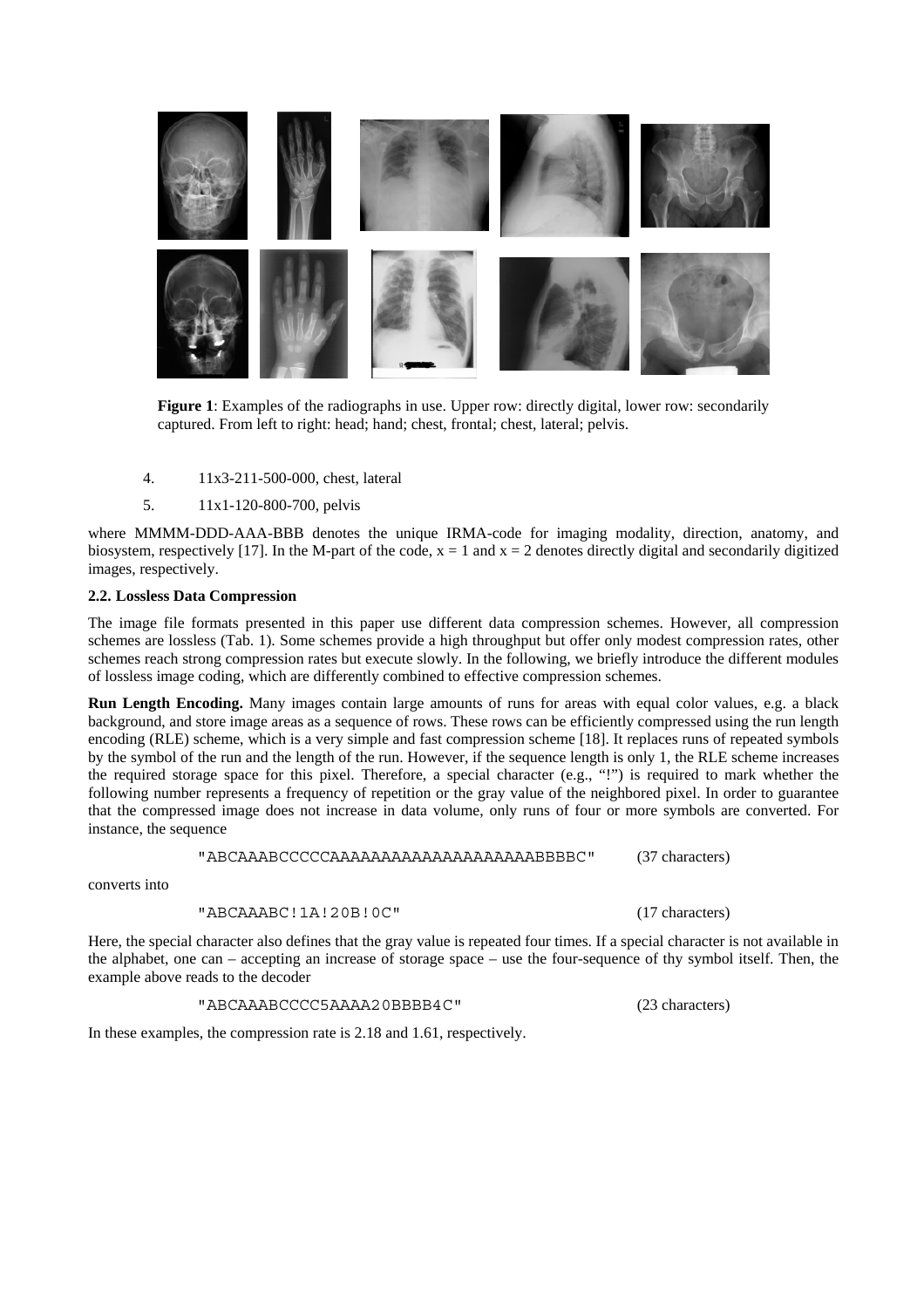**Figure 1**: Examples of the radiographs in use. Upper row: directly digital, lower row: secondarily captured. From left to right: head; hand; chest, frontal; chest, lateral; pelvis.

4. 11x3-211-500-000, chest, lateral
5. 11x1-120-800-700, pelvis

where MMMM-DDD-AAA-BBB denotes the unique IRMA-code for imaging modality, direction, anatomy, and biosystem, respectively [17]. In the M-part of the code, x = 1 and x = 2 denotes directly digital and secondarily digitized images, respectively.

### 2.2. Lossless Data Compression

The image file formats presented in this paper use different data compression schemes. However, all compression schemes are lossless (Tab. 1). Some schemes provide a high throughput but offer only modest compression rates, other schemes reach strong compression rates but execute slowly. In the following, we briefly introduce the different modules of lossless image coding, which are differently combined to effective compression schemes.

**Run Length Encoding.** Many images contain large amounts of runs for areas with equal color values, e.g. a black background, and store image areas as a sequence of rows. These rows can be efficiently compressed using the run length encoding (RLE) scheme, which is a very simple and fast compression scheme [18]. It replaces runs of repeated symbols by the symbol of the run and the length of the run. However, if the sequence length is only 1, the RLE scheme increases the required storage space for this pixel. Therefore, a special character (e.g., "!") is required to mark whether the following number represents a frequency of repetition or the gray value of the neighbored pixel. In order to guarantee that the compressed image does not increase in data volume, only runs of four or more symbols are converted. For instance, the sequence

"ABCAAABCCCCCAAAAAAAAAAAAAAAAAAAAAABBBBC" (37 characters)

converts into

"ABCAAABC!1A!20B!0C" (17 characters)

Here, the special character also defines that the gray value is repeated four times. If a special character is not available in the alphabet, one can – accepting an increase of storage space – use the four-sequence of thy symbol itself. Then, the example above reads to the decoder

"ABCAAABCCCC5AAAA20BBBB4C" (23 characters)

In these examples, the compression rate is 2.18 and 1.61, respectively.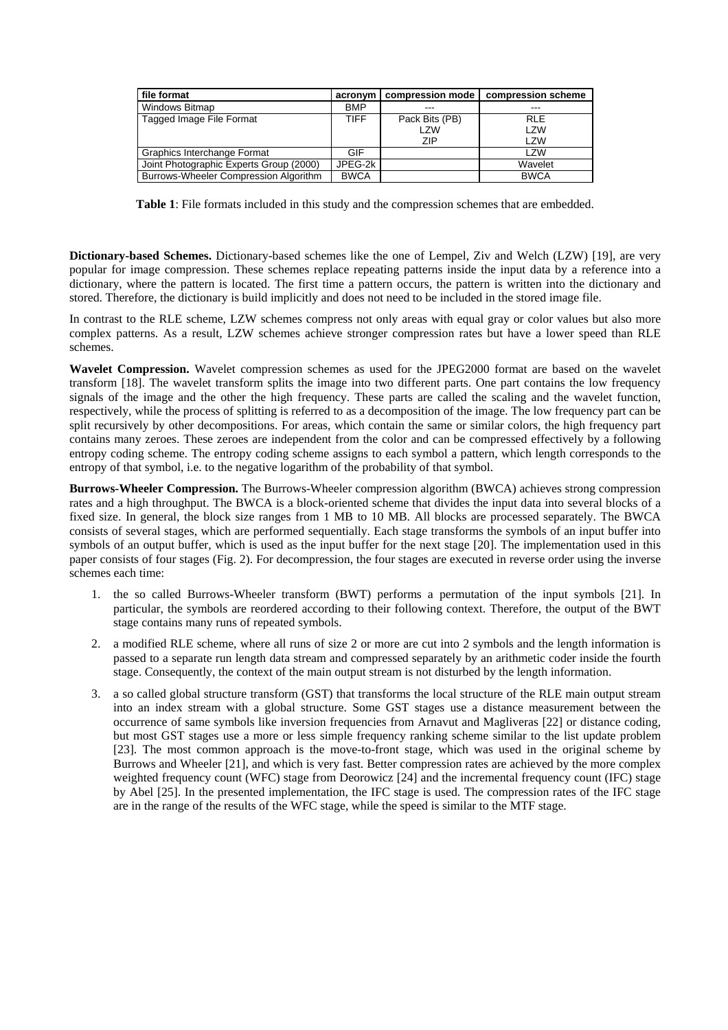| file format | acronym | compression mode | compression scheme |
|---|---|---|---|
| Windows Bitmap | BMP | --- | --- |
| Tagged Image File Format | TIFF | Pack Bits (PB)<br>LZW<br>ZIP | RLE<br>LZW<br>LZW |
| Graphics Interchange Format | GIF | | LZW |
| Joint Photographic Experts Group (2000) | JPEG-2k | | Wavelet |
| Burrows-Wheeler Compression Algorithm | BWCA | | BWCA |

**Table 1**: File formats included in this study and the compression schemes that are embedded.

**Dictionary-based Schemes.** Dictionary-based schemes like the one of Lempel, Ziv and Welch (LZW) [19], are very popular for image compression. These schemes replace repeating patterns inside the input data by a reference into a dictionary, where the pattern is located. The first time a pattern occurs, the pattern is written into the dictionary and stored. Therefore, the dictionary is build implicitly and does not need to be included in the stored image file.

In contrast to the RLE scheme, LZW schemes compress not only areas with equal gray or color values but also more complex patterns. As a result, LZW schemes achieve stronger compression rates but have a lower speed than RLE schemes.

**Wavelet Compression.** Wavelet compression schemes as used for the JPEG2000 format are based on the wavelet transform [18]. The wavelet transform splits the image into two different parts. One part contains the low frequency signals of the image and the other the high frequency. These parts are called the scaling and the wavelet function, respectively, while the process of splitting is referred to as a decomposition of the image. The low frequency part can be split recursively by other decompositions. For areas, which contain the same or similar colors, the high frequency part contains many zeroes. These zeroes are independent from the color and can be compressed effectively by a following entropy coding scheme. The entropy coding scheme assigns to each symbol a pattern, which length corresponds to the entropy of that symbol, i.e. to the negative logarithm of the probability of that symbol.

**Burrows-Wheeler Compression.** The Burrows-Wheeler compression algorithm (BWCA) achieves strong compression rates and a high throughput. The BWCA is a block-oriented scheme that divides the input data into several blocks of a fixed size. In general, the block size ranges from 1 MB to 10 MB. All blocks are processed separately. The BWCA consists of several stages, which are performed sequentially. Each stage transforms the symbols of an input buffer into symbols of an output buffer, which is used as the input buffer for the next stage [20]. The implementation used in this paper consists of four stages (Fig. 2). For decompression, the four stages are executed in reverse order using the inverse schemes each time:

1. the so called Burrows-Wheeler transform (BWT) performs a permutation of the input symbols [21]. In particular, the symbols are reordered according to their following context. Therefore, the output of the BWT stage contains many runs of repeated symbols.
2. a modified RLE scheme, where all runs of size 2 or more are cut into 2 symbols and the length information is passed to a separate run length data stream and compressed separately by an arithmetic coder inside the fourth stage. Consequently, the context of the main output stream is not disturbed by the length information.
3. a so called global structure transform (GST) that transforms the local structure of the RLE main output stream into an index stream with a global structure. Some GST stages use a distance measurement between the occurrence of same symbols like inversion frequencies from Arnavut and Magliveras [22] or distance coding, but most GST stages use a more or less simple frequency ranking scheme similar to the list update problem [23]. The most common approach is the move-to-front stage, which was used in the original scheme by Burrows and Wheeler [21], and which is very fast. Better compression rates are achieved by the more complex weighted frequency count (WFC) stage from Deorowicz [24] and the incremental frequency count (IFC) stage by Abel [25]. In the presented implementation, the IFC stage is used. The compression rates of the IFC stage are in the range of the results of the WFC stage, while the speed is similar to the MTF stage.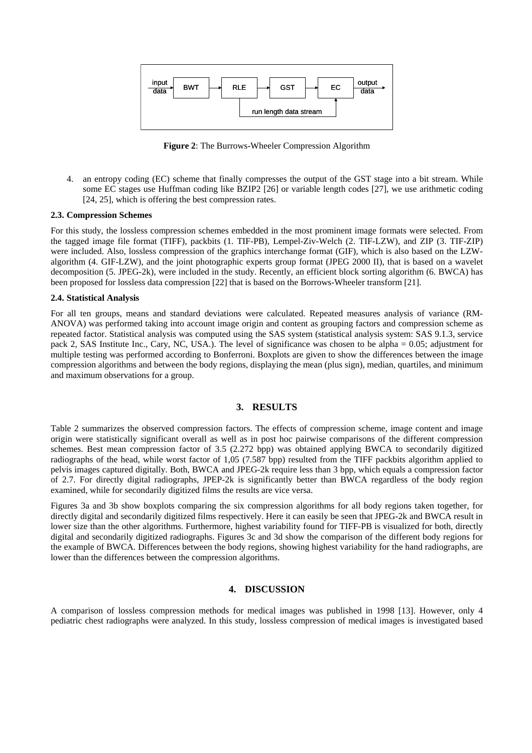Figure 2: The Burrows-Wheeler Compression Algorithm

4. an entropy coding (EC) scheme that finally compresses the output of the GST stage into a bit stream. While some EC stages use Huffman coding like BZIP2 [26] or variable length codes [27], we use arithmetic coding [24, 25], which is offering the best compression rates.

### 2.3. Compression Schemes

For this study, the lossless compression schemes embedded in the most prominent image formats were selected. From the tagged image file format (TIFF), packbits (1. TIF-PB), Lempel-Ziv-Welch (2. TIF-LZW), and ZIP (3. TIF-ZIP) were included. Also, lossless compression of the graphics interchange format (GIF), which is also based on the LZW-algorithm (4. GIF-LZW), and the joint photographic experts group format (JPEG 2000 II), that is based on a wavelet decomposition (5. JPEG-2k), were included in the study. Recently, an efficient block sorting algorithm (6. BWCA) has been proposed for lossless data compression [22] that is based on the Borrows-Wheeler transform [21].

### 2.4. Statistical Analysis

For all ten groups, means and standard deviations were calculated. Repeated measures analysis of variance (RM-ANOVA) was performed taking into account image origin and content as grouping factors and compression scheme as repeated factor. Statistical analysis was computed using the SAS system (statistical analysis system: SAS 9.1.3, service pack 2, SAS Institute Inc., Cary, NC, USA.). The level of significance was chosen to be alpha = 0.05; adjustment for multiple testing was performed according to Bonferroni. Boxplots are given to show the differences between the image compression algorithms and between the body regions, displaying the mean (plus sign), median, quartiles, and minimum and maximum observations for a group.

## 3. RESULTS

Table 2 summarizes the observed compression factors. The effects of compression scheme, image content and image origin were statistically significant overall as well as in post hoc pairwise comparisons of the different compression schemes. Best mean compression factor of 3.5 (2.272 bpp) was obtained applying BWCA to secondarily digitized radiographs of the head, while worst factor of 1,05 (7.587 bpp) resulted from the TIFF packbits algorithm applied to pelvis images captured digitally. Both, BWCA and JPEG-2k require less than 3 bpp, which equals a compression factor of 2.7. For directly digital radiographs, JPEP-2k is significantly better than BWCA regardless of the body region examined, while for secondarily digitized films the results are vice versa.

Figures 3a and 3b show boxplots comparing the six compression algorithms for all body regions taken together, for directly digital and secondarily digitized films respectively. Here it can easily be seen that JPEG-2k and BWCA result in lower size than the other algorithms. Furthermore, highest variability found for TIFF-PB is visualized for both, directly digital and secondarily digitized radiographs. Figures 3c and 3d show the comparison of the different body regions for the example of BWCA. Differences between the body regions, showing highest variability for the hand radiographs, are lower than the differences between the compression algorithms.

## 4. DISCUSSION

A comparison of lossless compression methods for medical images was published in 1998 [13]. However, only 4 pediatric chest radiographs were analyzed. In this study, lossless compression of medical images is investigated based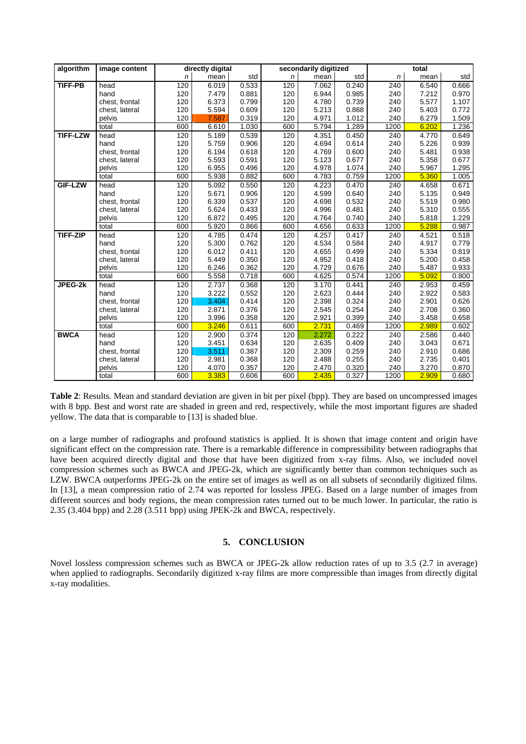| algorithm | image content | directly digital | | | secondarily digitized | | | total | | |
|---|---|---|---|---|---|---|---|---|---|---|
| | | *n* | mean | std | *n* | mean | std | *n* | mean | std |
| **TIFF-PB** | head | 120 | 6.019 | 0.533 | 120 | 7.062 | 0.240 | 240 | 6.540 | 0.666 |
| | hand | 120 | 7.479 | 0.881 | 120 | 6.944 | 0.985 | 240 | 7.212 | 0.970 |
| | chest, frontal | 120 | 6.373 | 0.799 | 120 | 4.780 | 0.739 | 240 | 5.577 | 1.107 |
| | chest, lateral | 120 | 5.594 | 0.609 | 120 | 5.213 | 0.868 | 240 | 5.403 | 0.772 |
| | pelvis | 120 | 7.587 | 0.319 | 120 | 4.971 | 1.012 | 240 | 6.279 | 1.509 |
| | total | 600 | 6.610 | 1.030 | 600 | 5.794 | 1.289 | 1200 | 6.202 | 1.236 |
| **TIFF-LZW** | head | 120 | 5.189 | 0.539 | 120 | 4.351 | 0.450 | 240 | 4.770 | 0.649 |
| | hand | 120 | 5.759 | 0.906 | 120 | 4.694 | 0.614 | 240 | 5.226 | 0.939 |
| | chest, frontal | 120 | 6.194 | 0.618 | 120 | 4.769 | 0.600 | 240 | 5.481 | 0.938 |
| | chest, lateral | 120 | 5.593 | 0.591 | 120 | 5.123 | 0.677 | 240 | 5.358 | 0.677 |
| | pelvis | 120 | 6.955 | 0.496 | 120 | 4.978 | 1.074 | 240 | 5.967 | 1.295 |
| | total | 600 | 5.938 | 0.882 | 600 | 4.783 | 0.759 | 1200 | 5.360 | 1.005 |
| **GIF-LZW** | head | 120 | 5.092 | 0.550 | 120 | 4.223 | 0.470 | 240 | 4.658 | 0.671 |
| | hand | 120 | 5.671 | 0.906 | 120 | 4.599 | 0.640 | 240 | 5.135 | 0.949 |
| | chest, frontal | 120 | 6.339 | 0.537 | 120 | 4.698 | 0.532 | 240 | 5.519 | 0.980 |
| | chest, lateral | 120 | 5.624 | 0.433 | 120 | 4.996 | 0.481 | 240 | 5.310 | 0.555 |
| | pelvis | 120 | 6.872 | 0.495 | 120 | 4.764 | 0.740 | 240 | 5.818 | 1.229 |
| | total | 600 | 5.920 | 0.866 | 600 | 4.656 | 0.633 | 1200 | 5.288 | 0.987 |
| **TIFF-ZIP** | head | 120 | 4.785 | 0.474 | 120 | 4.257 | 0.417 | 240 | 4.521 | 0.518 |
| | hand | 120 | 5.300 | 0.762 | 120 | 4.534 | 0.584 | 240 | 4.917 | 0.779 |
| | chest, frontal | 120 | 6.012 | 0.411 | 120 | 4.655 | 0.499 | 240 | 5.334 | 0.819 |
| | chest, lateral | 120 | 5.449 | 0.350 | 120 | 4.952 | 0.418 | 240 | 5.200 | 0.458 |
| | pelvis | 120 | 6.246 | 0.362 | 120 | 4.729 | 0.676 | 240 | 5.487 | 0.933 |
| | total | 600 | 5.558 | 0.718 | 600 | 4.625 | 0.574 | 1200 | 5.092 | 0.800 |
| **JPEG-2k** | head | 120 | 2.737 | 0.368 | 120 | 3.170 | 0.441 | 240 | 2.953 | 0.459 |
| | hand | 120 | 3.222 | 0.552 | 120 | 2.623 | 0.444 | 240 | 2.922 | 0.583 |
| | chest, frontal | 120 | 3.404 | 0.414 | 120 | 2.398 | 0.324 | 240 | 2.901 | 0.626 |
| | chest, lateral | 120 | 2.871 | 0.376 | 120 | 2.545 | 0.254 | 240 | 2.708 | 0.360 |
| | pelvis | 120 | 3.996 | 0.358 | 120 | 2.921 | 0.399 | 240 | 3.458 | 0.658 |
| | total | 600 | 3.246 | 0.611 | 600 | 2.731 | 0.469 | 1200 | 2.989 | 0.602 |
| **BWCA** | head | 120 | 2.900 | 0.374 | 120 | 2.272 | 0.222 | 240 | 2.586 | 0.440 |
| | hand | 120 | 3.451 | 0.634 | 120 | 2.635 | 0.409 | 240 | 3.043 | 0.671 |
| | chest, frontal | 120 | 3.511 | 0.387 | 120 | 2.309 | 0.259 | 240 | 2.910 | 0.686 |
| | chest, lateral | 120 | 2.981 | 0.368 | 120 | 2.488 | 0.255 | 240 | 2.735 | 0.401 |
| | pelvis | 120 | 4.070 | 0.357 | 120 | 2.470 | 0.320 | 240 | 3.270 | 0.870 |
| | total | 600 | 3.383 | 0.606 | 600 | 2.435 | 0.327 | 1200 | 2.909 | 0.680 |

**Table 2**: Results. Mean and standard deviation are given in bit per pixel (bpp). They are based on uncompressed images with 8 bpp. Best and worst rate are shaded in green and red, respectively, while the most important figures are shaded yellow. The data that is comparable to [13] is shaded blue.

on a large number of radiographs and profound statistics is applied. It is shown that image content and origin have significant effect on the compression rate. There is a remarkable difference in compressibility between radiographs that have been acquired directly digital and those that have been digitized from x-ray films. Also, we included novel compression schemes such as BWCA and JPEG-2k, which are significantly better than common techniques such as LZW. BWCA outperforms JPEG-2k on the entire set of images as well as on all subsets of secondarily digitized films. In [13], a mean compression ratio of 2.74 was reported for lossless JPEG. Based on a large number of images from different sources and body regions, the mean compression rates turned out to be much lower. In particular, the ratio is 2.35 (3.404 bpp) and 2.28 (3.511 bpp) using JPEK-2k and BWCA, respectively.

## 5. CONCLUSION

Novel lossless compression schemes such as BWCA or JPEG-2k allow reduction rates of up to 3.5 (2.7 in average) when applied to radiographs. Secondarily digitized x-ray films are more compressible than images from directly digital x-ray modalities.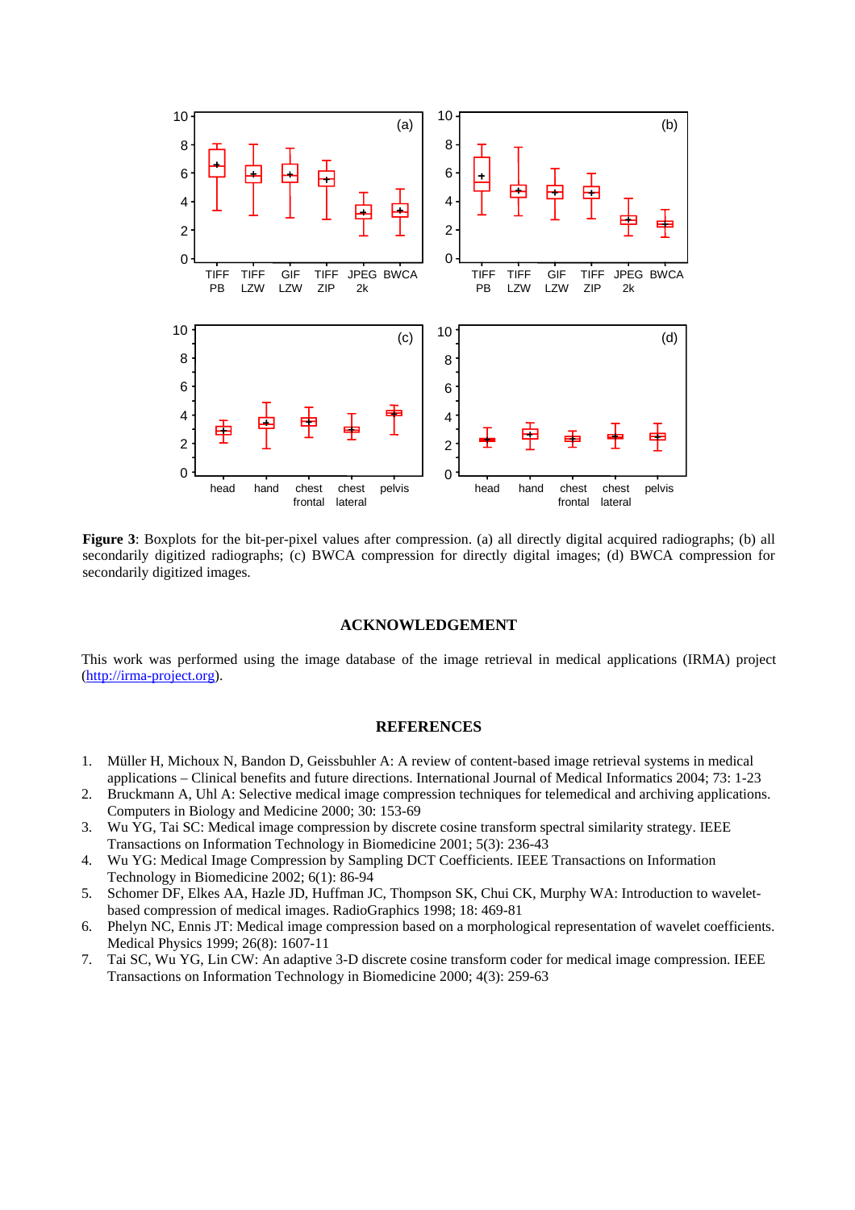**Figure 3**: Boxplots for the bit-per-pixel values after compression. (a) all directly digital acquired radiographs; (b) all secondarily digitized radiographs; (c) BWCA compression for directly digital images; (d) BWCA compression for secondarily digitized images.

## ACKNOWLEDGEMENT

This work was performed using the image database of the image retrieval in medical applications (IRMA) project (http://irma-project.org).

## REFERENCES

1. Müller H, Michoux N, Bandon D, Geissbuhler A: A review of content-based image retrieval systems in medical applications – Clinical benefits and future directions. International Journal of Medical Informatics 2004; 73: 1-23
2. Bruckmann A, Uhl A: Selective medical image compression techniques for telemedical and archiving applications. Computers in Biology and Medicine 2000; 30: 153-69
3. Wu YG, Tai SC: Medical image compression by discrete cosine transform spectral similarity strategy. IEEE Transactions on Information Technology in Biomedicine 2001; 5(3): 236-43
4. Wu YG: Medical Image Compression by Sampling DCT Coefficients. IEEE Transactions on Information Technology in Biomedicine 2002; 6(1): 86-94
5. Schomer DF, Elkes AA, Hazle JD, Huffman JC, Thompson SK, Chui CK, Murphy WA: Introduction to wavelet-based compression of medical images. RadioGraphics 1998; 18: 469-81
6. Phelyn NC, Ennis JT: Medical image compression based on a morphological representation of wavelet coefficients. Medical Physics 1999; 26(8): 1607-11
7. Tai SC, Wu YG, Lin CW: An adaptive 3-D discrete cosine transform coder for medical image compression. IEEE Transactions on Information Technology in Biomedicine 2000; 4(3): 259-63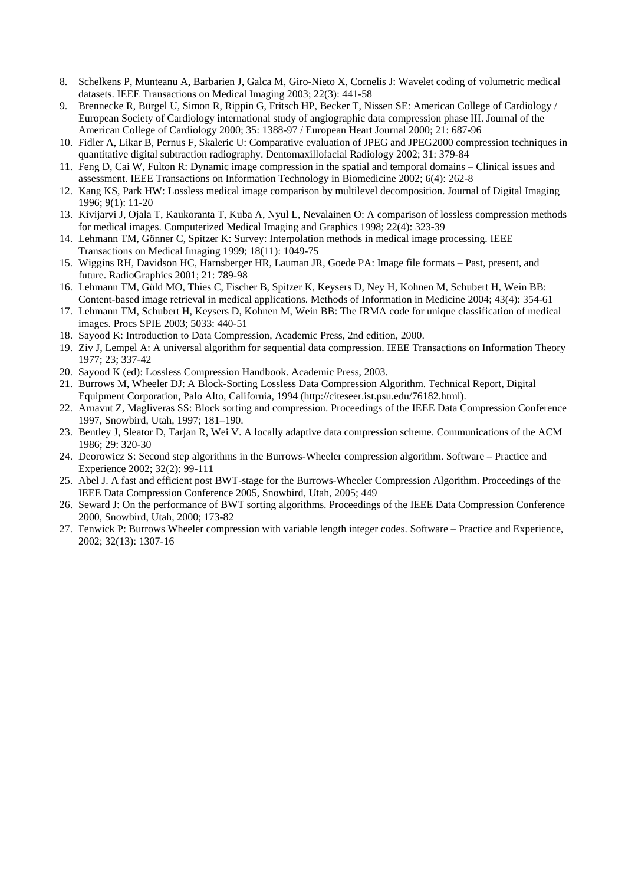8. Schelkens P, Munteanu A, Barbarien J, Galca M, Giro-Nieto X, Cornelis J: Wavelet coding of volumetric medical datasets. IEEE Transactions on Medical Imaging 2003; 22(3): 441-58
9. Brennecke R, Bürgel U, Simon R, Rippin G, Fritsch HP, Becker T, Nissen SE: American College of Cardiology / European Society of Cardiology international study of angiographic data compression phase III. Journal of the American College of Cardiology 2000; 35: 1388-97 / European Heart Journal 2000; 21: 687-96
10. Fidler A, Likar B, Pernus F, Skaleric U: Comparative evaluation of JPEG and JPEG2000 compression techniques in quantitative digital subtraction radiography. Dentomaxillofacial Radiology 2002; 31: 379-84
11. Feng D, Cai W, Fulton R: Dynamic image compression in the spatial and temporal domains – Clinical issues and assessment. IEEE Transactions on Information Technology in Biomedicine 2002; 6(4): 262-8
12. Kang KS, Park HW: Lossless medical image comparison by multilevel decomposition. Journal of Digital Imaging 1996; 9(1): 11-20
13. Kivijarvi J, Ojala T, Kaukoranta T, Kuba A, Nyul L, Nevalainen O: A comparison of lossless compression methods for medical images. Computerized Medical Imaging and Graphics 1998; 22(4): 323-39
14. Lehmann TM, Gönner C, Spitzer K: Survey: Interpolation methods in medical image processing. IEEE Transactions on Medical Imaging 1999; 18(11): 1049-75
15. Wiggins RH, Davidson HC, Harnsberger HR, Lauman JR, Goede PA: Image file formats – Past, present, and future. RadioGraphics 2001; 21: 789-98
16. Lehmann TM, Güld MO, Thies C, Fischer B, Spitzer K, Keysers D, Ney H, Kohnen M, Schubert H, Wein BB: Content-based image retrieval in medical applications. Methods of Information in Medicine 2004; 43(4): 354-61
17. Lehmann TM, Schubert H, Keysers D, Kohnen M, Wein BB: The IRMA code for unique classification of medical images. Procs SPIE 2003; 5033: 440-51
18. Sayood K: Introduction to Data Compression, Academic Press, 2nd edition, 2000.
19. Ziv J, Lempel A: A universal algorithm for sequential data compression. IEEE Transactions on Information Theory 1977; 23; 337-42
20. Sayood K (ed): Lossless Compression Handbook. Academic Press, 2003.
21. Burrows M, Wheeler DJ: A Block-Sorting Lossless Data Compression Algorithm. Technical Report, Digital Equipment Corporation, Palo Alto, California, 1994 (http://citeseer.ist.psu.edu/76182.html).
22. Arnavut Z, Magliveras SS: Block sorting and compression. Proceedings of the IEEE Data Compression Conference 1997, Snowbird, Utah, 1997; 181–190.
23. Bentley J, Sleator D, Tarjan R, Wei V. A locally adaptive data compression scheme. Communications of the ACM 1986; 29: 320-30
24. Deorowicz S: Second step algorithms in the Burrows-Wheeler compression algorithm. Software – Practice and Experience 2002; 32(2): 99-111
25. Abel J. A fast and efficient post BWT-stage for the Burrows-Wheeler Compression Algorithm. Proceedings of the IEEE Data Compression Conference 2005, Snowbird, Utah, 2005; 449
26. Seward J: On the performance of BWT sorting algorithms. Proceedings of the IEEE Data Compression Conference 2000, Snowbird, Utah, 2000; 173-82
27. Fenwick P: Burrows Wheeler compression with variable length integer codes. Software – Practice and Experience, 2002; 32(13): 1307-16